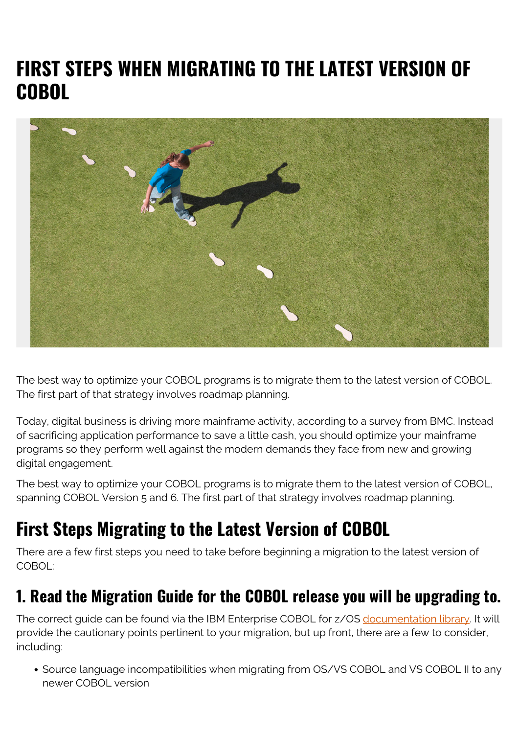# FIRST STEPS WHEN MIGRATING TO THE LATEST VERSION OF COBOL

The best way to optimize your COBOL programs is to migrate them to the latest version of COBOL. The first part of that strategy involves roadmap planning.

Today, digital business is driving more mainframe activity, according to a survey from BMC. Instead of sacrificing application performance to save a little cash, you should optimize your mainframe programs so they perform well against the modern demands they face from new and growing digital engagement.

The best way to optimize your COBOL programs is to migrate them to the latest version of COBOL, spanning COBOL Version 5 and 6. The first part of that strategy involves roadmap planning.

## First Steps Migrating to the Latest Version of COBOL

There are a few first steps you need to take before beginning a migration to the latest version of COBOL:

### 1. Read the Migration Guide for the COBOL release you will be upgrading to.

The correct guide can be found via the IBM Enterprise COBOL for z/OS documentation library. It will provide the cautionary points pertinent to your migration, but up front, there are a few to consider, including:

- Source language incompatibilities when migrating from OS/VS COBOL and VS COBOL II to any newer COBOL version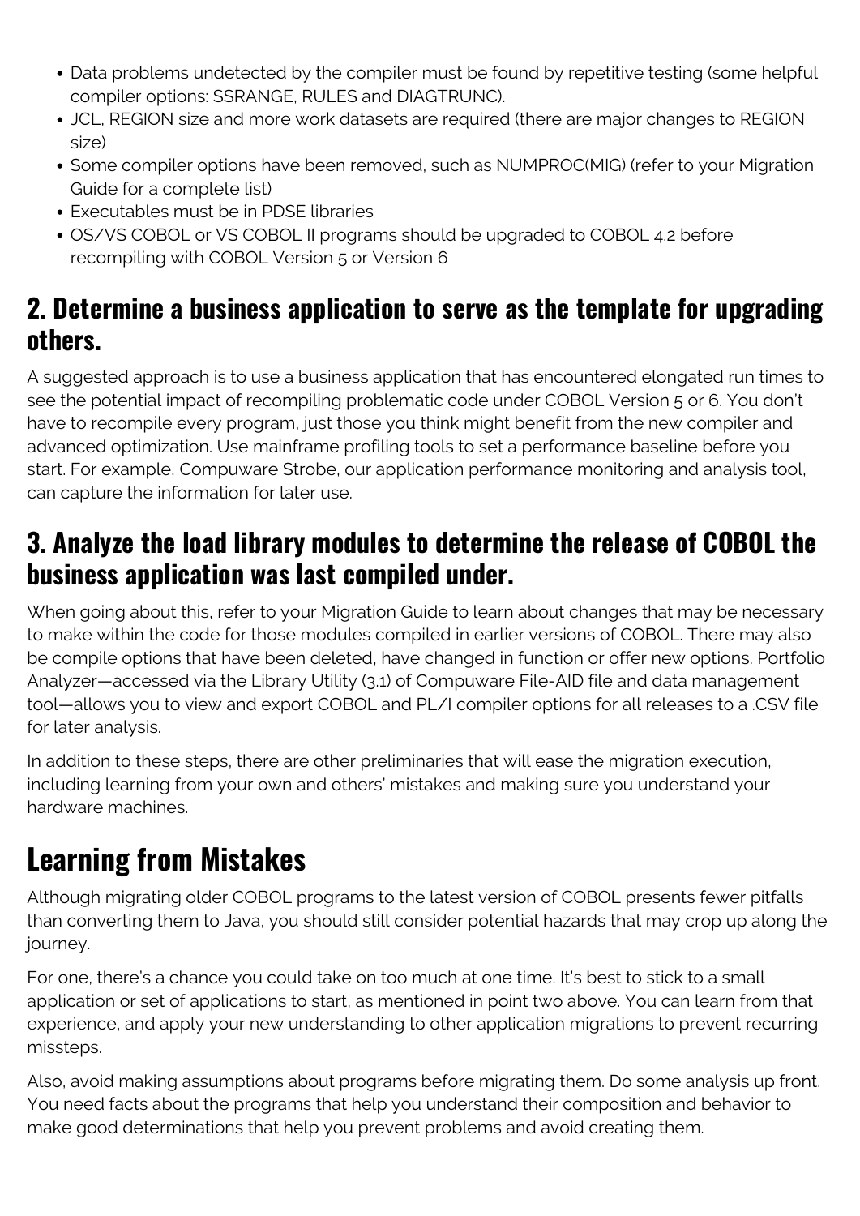- Data problems undetected by the compiler must be found by repetitive testing (some helpful compiler options: SSRANGE, RULES and DIAGTRUNC).
- JCL, REGION size and more work datasets are required (there are major changes to REGION size)
- Some compiler options have been removed, such as NUMPROC(MIG) (refer to your Migration Guide for a complete list)
- Executables must be in PDSE libraries
- OS/VS COBOL or VS COBOL II programs should be upgraded to COBOL 4.2 before recompiling with COBOL Version 5 or Version 6

## 2. Determine a business application to serve as the template for upgrading others.

A suggested approach is to use a business application that has encountered elongated run times to see the potential impact of recompiling problematic code under COBOL Version 5 or 6. You don't have to recompile every program, just those you think might benefit from the new compiler and advanced optimization. Use mainframe profiling tools to set a performance baseline before you start. For example, Compuware Strobe, our application performance monitoring and analysis tool, can capture the information for later use.

## 3. Analyze the load library modules to determine the release of COBOL the business application was last compiled under.

When going about this, refer to your Migration Guide to learn about changes that may be necessary to make within the code for those modules compiled in earlier versions of COBOL. There may also be compile options that have been deleted, have changed in function or offer new options. Portfolio Analyzer—accessed via the Library Utility (3.1) of Compuware File-AID file and data management tool—allows you to view and export COBOL and PL/I compiler options for all releases to a .CSV file for later analysis.

In addition to these steps, there are other preliminaries that will ease the migration execution, including learning from your own and others' mistakes and making sure you understand your hardware machines.

# Learning from Mistakes

Although migrating older COBOL programs to the latest version of COBOL presents fewer pitfalls than converting them to Java, you should still consider potential hazards that may crop up along the journey.

For one, there's a chance you could take on too much at one time. It's best to stick to a small application or set of applications to start, as mentioned in point two above. You can learn from that experience, and apply your new understanding to other application migrations to prevent recurring missteps.

Also, avoid making assumptions about programs before migrating them. Do some analysis up front. You need facts about the programs that help you understand their composition and behavior to make good determinations that help you prevent problems and avoid creating them.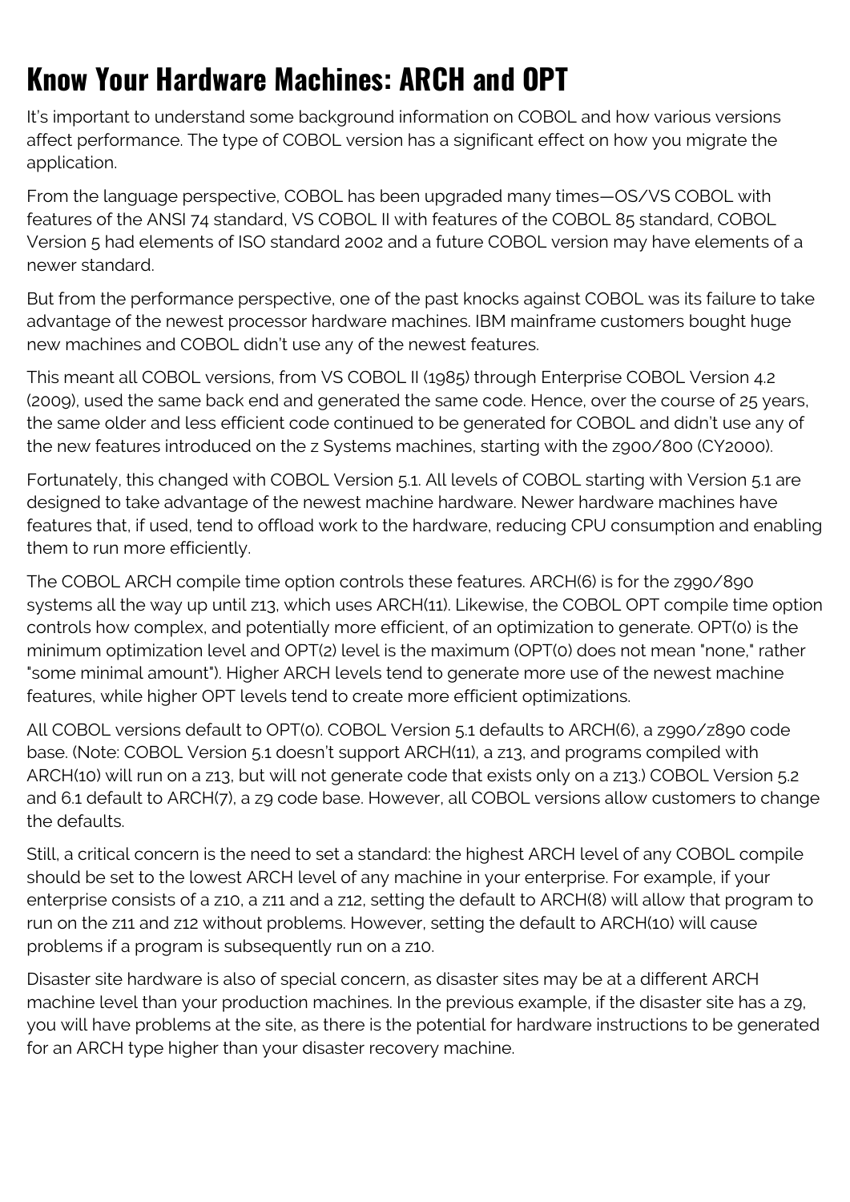# Know Your Hardware Machines: ARCH and OPT

It's important to understand some background information on COBOL and how various versions affect performance. The type of COBOL version has a significant effect on how you migrate the application.

From the language perspective, COBOL has been upgraded many times—OS/VS COBOL with features of the ANSI 74 standard, VS COBOL II with features of the COBOL 85 standard, COBOL Version 5 had elements of ISO standard 2002 and a future COBOL version may have elements of a newer standard.

But from the performance perspective, one of the past knocks against COBOL was its failure to take advantage of the newest processor hardware machines. IBM mainframe customers bought huge new machines and COBOL didn't use any of the newest features.

This meant all COBOL versions, from VS COBOL II (1985) through Enterprise COBOL Version 4.2 (2009), used the same back end and generated the same code. Hence, over the course of 25 years, the same older and less efficient code continued to be generated for COBOL and didn't use any of the new features introduced on the z Systems machines, starting with the z900/800 (CY2000).

Fortunately, this changed with COBOL Version 5.1. All levels of COBOL starting with Version 5.1 are designed to take advantage of the newest machine hardware. Newer hardware machines have features that, if used, tend to offload work to the hardware, reducing CPU consumption and enabling them to run more efficiently.

The COBOL ARCH compile time option controls these features. ARCH(6) is for the z990/890 systems all the way up until z13, which uses ARCH(11). Likewise, the COBOL OPT compile time option controls how complex, and potentially more efficient, of an optimization to generate. OPT(0) is the minimum optimization level and OPT(2) level is the maximum (OPT(0) does not mean "none," rather "some minimal amount"). Higher ARCH levels tend to generate more use of the newest machine features, while higher OPT levels tend to create more efficient optimizations.

All COBOL versions default to OPT(0). COBOL Version 5.1 defaults to ARCH(6), a z990/z890 code base. (Note: COBOL Version 5.1 doesn't support ARCH(11), a z13, and programs compiled with ARCH(10) will run on a z13, but will not generate code that exists only on a z13.) COBOL Version 5.2 and 6.1 default to ARCH(7), a z9 code base. However, all COBOL versions allow customers to change the defaults.

Still, a critical concern is the need to set a standard: the highest ARCH level of any COBOL compile should be set to the lowest ARCH level of any machine in your enterprise. For example, if your enterprise consists of a z10, a z11 and a z12, setting the default to ARCH(8) will allow that program to run on the z11 and z12 without problems. However, setting the default to ARCH(10) will cause problems if a program is subsequently run on a z10.

Disaster site hardware is also of special concern, as disaster sites may be at a different ARCH machine level than your production machines. In the previous example, if the disaster site has a z9, you will have problems at the site, as there is the potential for hardware instructions to be generated for an ARCH type higher than your disaster recovery machine.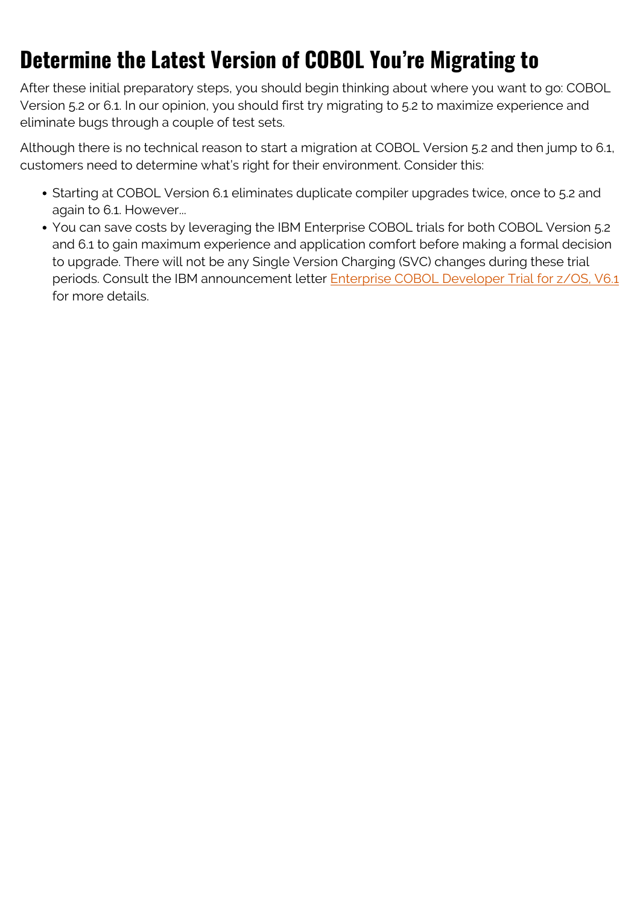# Determine the Latest Version of COBOL You're Migrating to

After these initial preparatory steps, you should begin thinking about where you want to go: COBOL Version 5.2 or 6.1. In our opinion, you should first try migrating to 5.2 to maximize experience and eliminate bugs through a couple of test sets.

Although there is no technical reason to start a migration at COBOL Version 5.2 and then jump to 6.1, customers need to determine what's right for their environment. Consider this:

- Starting at COBOL Version 6.1 eliminates duplicate compiler upgrades twice, once to 5.2 and again to 6.1. However…
- You can save costs by leveraging the IBM Enterprise COBOL trials for both COBOL Version 5.2 and 6.1 to gain maximum experience and application comfort before making a formal decision to upgrade. There will not be any Single Version Charging (SVC) changes during these trial periods. Consult the IBM announcement letter Enterprise COBOL Developer Trial for z/OS, V6.1 for more details.